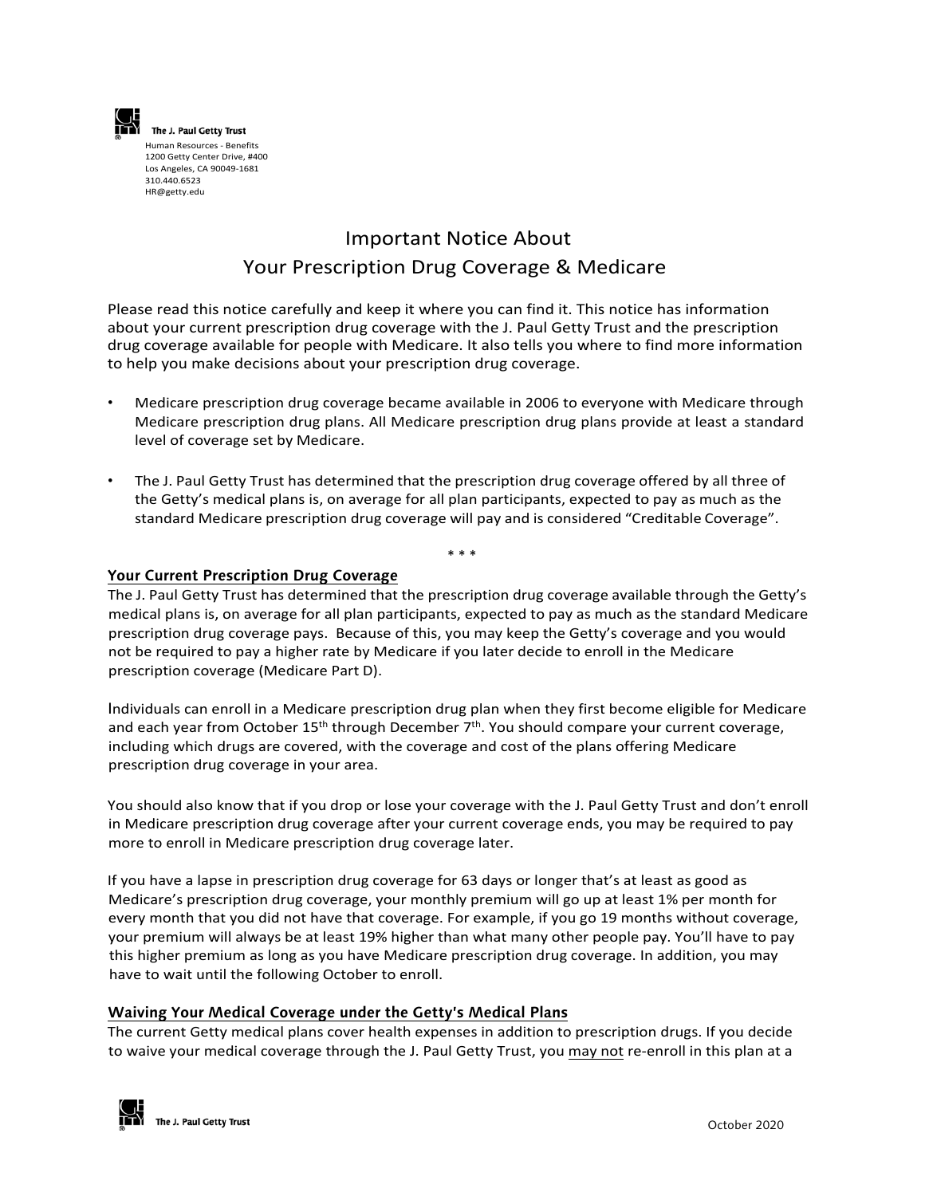The J. Paul Getty Trust
Human Resources - Benefits
1200 Getty Center Drive, #400
Los Angeles, CA 90049-1681
310.440.6523
HR@getty.edu

# Important Notice About Your Prescription Drug Coverage & Medicare

Please read this notice carefully and keep it where you can find it. This notice has information about your current prescription drug coverage with the J. Paul Getty Trust and the prescription drug coverage available for people with Medicare. It also tells you where to find more information to help you make decisions about your prescription drug coverage.

- Medicare prescription drug coverage became available in 2006 to everyone with Medicare through Medicare prescription drug plans. All Medicare prescription drug plans provide at least a standard level of coverage set by Medicare.

- The J. Paul Getty Trust has determined that the prescription drug coverage offered by all three of the Getty's medical plans is, on average for all plan participants, expected to pay as much as the standard Medicare prescription drug coverage will pay and is considered "Creditable Coverage".

\* \* \*

## Your Current Prescription Drug Coverage

The J. Paul Getty Trust has determined that the prescription drug coverage available through the Getty's medical plans is, on average for all plan participants, expected to pay as much as the standard Medicare prescription drug coverage pays. Because of this, you may keep the Getty's coverage and you would not be required to pay a higher rate by Medicare if you later decide to enroll in the Medicare prescription coverage (Medicare Part D).

Individuals can enroll in a Medicare prescription drug plan when they first become eligible for Medicare and each year from October 15th through December 7th. You should compare your current coverage, including which drugs are covered, with the coverage and cost of the plans offering Medicare prescription drug coverage in your area.

You should also know that if you drop or lose your coverage with the J. Paul Getty Trust and don't enroll in Medicare prescription drug coverage after your current coverage ends, you may be required to pay more to enroll in Medicare prescription drug coverage later.

If you have a lapse in prescription drug coverage for 63 days or longer that's at least as good as Medicare's prescription drug coverage, your monthly premium will go up at least 1% per month for every month that you did not have that coverage. For example, if you go 19 months without coverage, your premium will always be at least 19% higher than what many other people pay. You'll have to pay this higher premium as long as you have Medicare prescription drug coverage. In addition, you may have to wait until the following October to enroll.

## Waiving Your Medical Coverage under the Getty's Medical Plans

The current Getty medical plans cover health expenses in addition to prescription drugs. If you decide to waive your medical coverage through the J. Paul Getty Trust, you <u>may not</u> re-enroll in this plan at a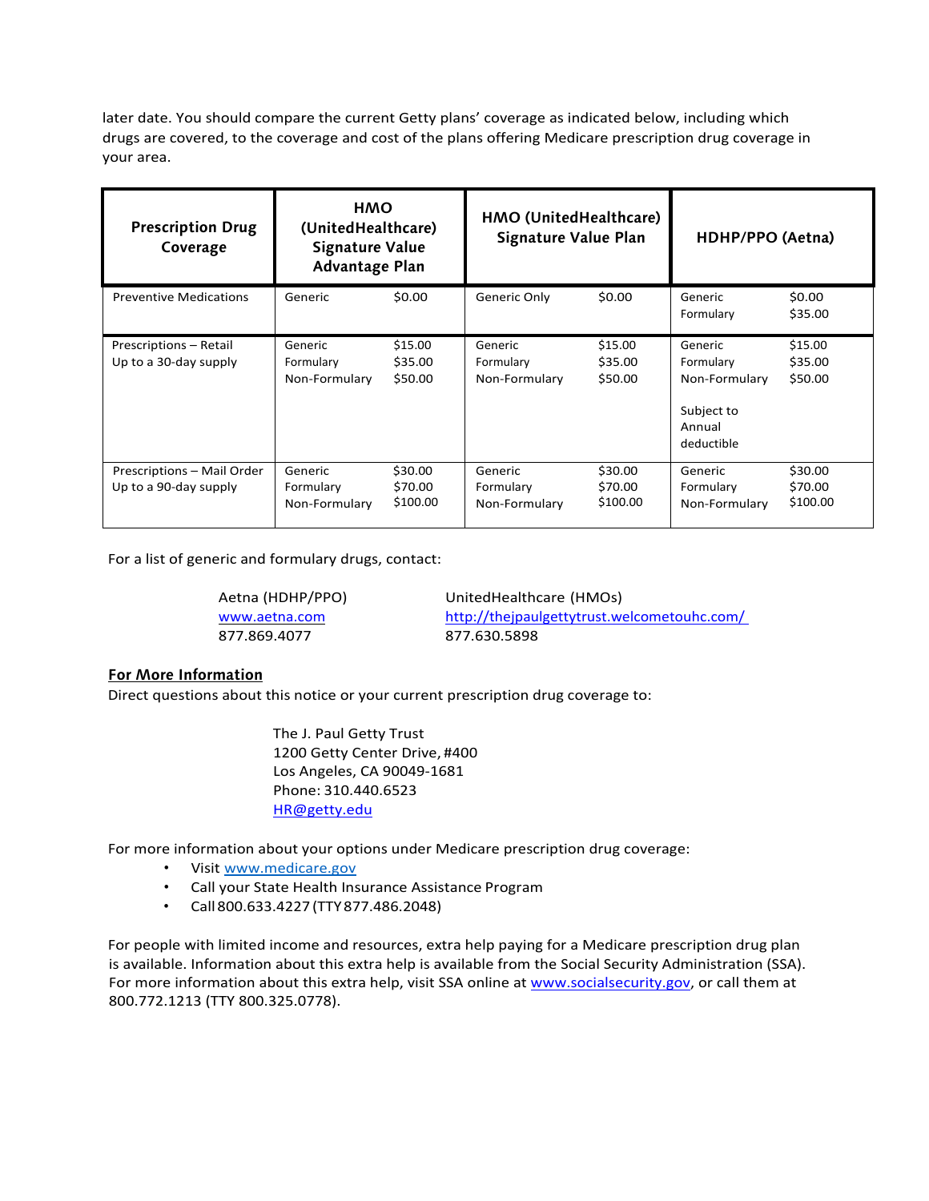later date. You should compare the current Getty plans' coverage as indicated below, including which drugs are covered, to the coverage and cost of the plans offering Medicare prescription drug coverage in your area.

| Prescription Drug Coverage | HMO (UnitedHealthcare) Signature Value Advantage Plan | | HMO (UnitedHealthcare) Signature Value Plan | | HDHP/PPO (Aetna) | |
|---|---|---|---|---|---|---|
| Preventive Medications | Generic | $0.00 | Generic Only | $0.00 | Generic<br>Formulary | $0.00<br>$35.00 |
| Prescriptions – Retail<br>Up to a 30-day supply | Generic<br>Formulary<br>Non-Formulary | $15.00<br>$35.00<br>$50.00 | Generic<br>Formulary<br>Non-Formulary | $15.00<br>$35.00<br>$50.00 | Generic<br>Formulary<br>Non-Formulary<br><br>Subject to Annual deductible | $15.00<br>$35.00<br>$50.00 |
| Prescriptions – Mail Order<br>Up to a 90-day supply | Generic<br>Formulary<br>Non-Formulary | $30.00<br>$70.00<br>$100.00 | Generic<br>Formulary<br>Non-Formulary | $30.00<br>$70.00<br>$100.00 | Generic<br>Formulary<br>Non-Formulary | $30.00<br>$70.00<br>$100.00 |

For a list of generic and formulary drugs, contact:

| | |
|---|---|
| Aetna (HDHP/PPO)<br>www.aetna.com<br>877.869.4077 | UnitedHealthcare (HMOs)<br>http://thejpaulgettytrust.welcometouhc.com/<br>877.630.5898 |

**For More Information**

Direct questions about this notice or your current prescription drug coverage to:

The J. Paul Getty Trust
1200 Getty Center Drive, #400
Los Angeles, CA 90049-1681
Phone: 310.440.6523
HR@getty.edu

For more information about your options under Medicare prescription drug coverage:

- Visit www.medicare.gov
- Call your State Health Insurance Assistance Program
- Call 800.633.4227 (TTY 877.486.2048)

For people with limited income and resources, extra help paying for a Medicare prescription drug plan is available. Information about this extra help is available from the Social Security Administration (SSA). For more information about this extra help, visit SSA online at www.socialsecurity.gov, or call them at 800.772.1213 (TTY 800.325.0778).